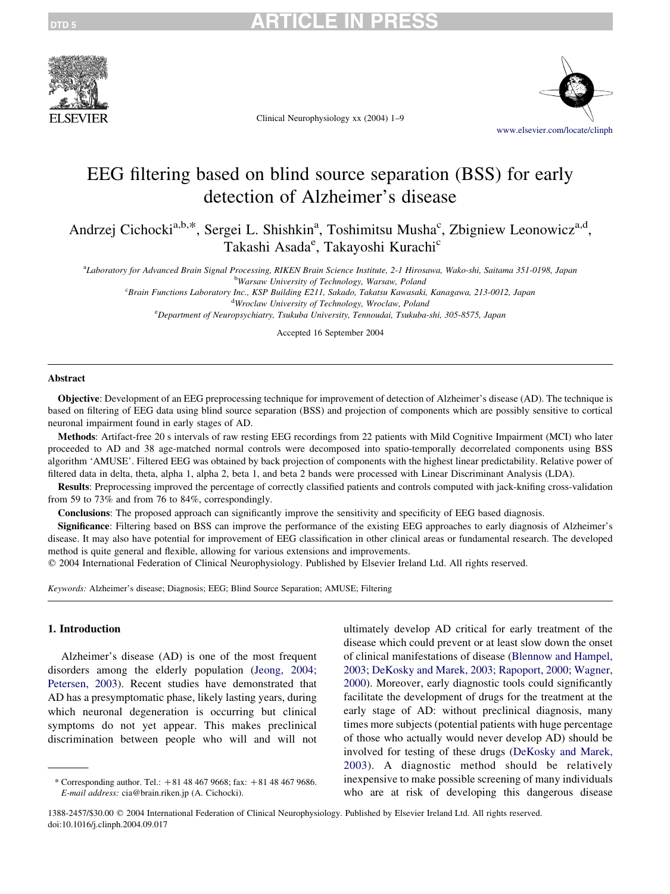# EEG filtering based on blind source separation (BSS) for early detection of Alzheimer's disease

Andrzej Cichocki[a,b,*], Sergei L. Shishkin[a], Toshimitsu Musha[c], Zbigniew Leonowicz[a,d], Takashi Asada[e], Takayoshi Kurachi[c]

[a]Laboratory for Advanced Brain Signal Processing, RIKEN Brain Science Institute, 2-1 Hirosawa, Wako-shi, Saitama 351-0198, Japan
[b]Warsaw University of Technology, Warsaw, Poland
[c]Brain Functions Laboratory Inc., KSP Building E211, Sakado, Takatsu Kawasaki, Kanagawa, 213-0012, Japan
[d]Wroclaw University of Technology, Wroclaw, Poland
[e]Department of Neuropsychiatry, Tsukuba University, Tennoudai, Tsukuba-shi, 305-8575, Japan

Accepted 16 September 2004

## Abstract

**Objective**: Development of an EEG preprocessing technique for improvement of detection of Alzheimer's disease (AD). The technique is based on filtering of EEG data using blind source separation (BSS) and projection of components which are possibly sensitive to cortical neuronal impairment found in early stages of AD.

**Methods**: Artifact-free 20 s intervals of raw resting EEG recordings from 22 patients with Mild Cognitive Impairment (MCI) who later proceeded to AD and 38 age-matched normal controls were decomposed into spatio-temporally decorrelated components using BSS algorithm 'AMUSE'. Filtered EEG was obtained by back projection of components with the highest linear predictability. Relative power of filtered data in delta, theta, alpha 1, alpha 2, beta 1, and beta 2 bands were processed with Linear Discriminant Analysis (LDA).

**Results**: Preprocessing improved the percentage of correctly classified patients and controls computed with jack-knifing cross-validation from 59 to 73% and from 76 to 84%, correspondingly.

**Conclusions**: The proposed approach can significantly improve the sensitivity and specificity of EEG based diagnosis.

**Significance**: Filtering based on BSS can improve the performance of the existing EEG approaches to early diagnosis of Alzheimer's disease. It may also have potential for improvement of EEG classification in other clinical areas or fundamental research. The developed method is quite general and flexible, allowing for various extensions and improvements.

© 2004 International Federation of Clinical Neurophysiology. Published by Elsevier Ireland Ltd. All rights reserved.

*Keywords:* Alzheimer's disease; Diagnosis; EEG; Blind Source Separation; AMUSE; Filtering

## 1. Introduction

Alzheimer's disease (AD) is one of the most frequent disorders among the elderly population (Jeong, 2004; Petersen, 2003). Recent studies have demonstrated that AD has a presymptomatic phase, likely lasting years, during which neuronal degeneration is occurring but clinical symptoms do not yet appear. This makes preclinical discrimination between people who will and will not ultimately develop AD critical for early treatment of the disease which could prevent or at least slow down the onset of clinical manifestations of disease (Blennow and Hampel, 2003; DeKosky and Marek, 2003; Rapoport, 2000; Wagner, 2000). Moreover, early diagnostic tools could significantly facilitate the development of drugs for the treatment at the early stage of AD: without preclinical diagnosis, many times more subjects (potential patients with huge percentage of those who actually would never develop AD) should be involved for testing of these drugs (DeKosky and Marek, 2003). A diagnostic method should be relatively inexpensive to make possible screening of many individuals who are at risk of developing this dangerous disease

---

* Corresponding author. Tel.: +81 48 467 9668; fax: +81 48 467 9686.
*E-mail address:* cia@brain.riken.jp (A. Cichocki).

1388-2457/$30.00 © 2004 International Federation of Clinical Neurophysiology. Published by Elsevier Ireland Ltd. All rights reserved.
doi:10.1016/j.clinph.2004.09.017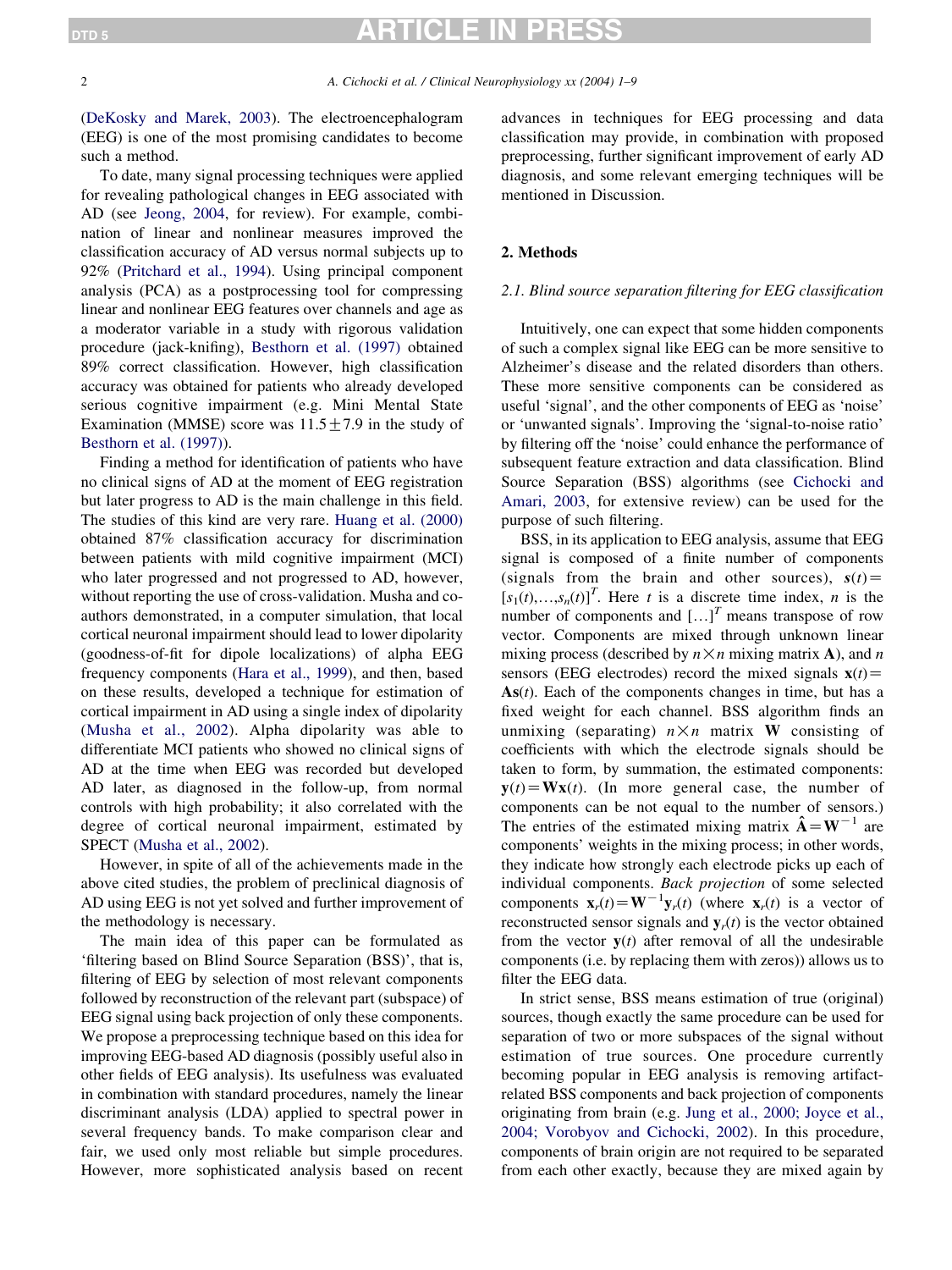(DeKosky and Marek, 2003). The electroencephalogram (EEG) is one of the most promising candidates to become such a method.

To date, many signal processing techniques were applied for revealing pathological changes in EEG associated with AD (see Jeong, 2004, for review). For example, combination of linear and nonlinear measures improved the classification accuracy of AD versus normal subjects up to 92% (Pritchard et al., 1994). Using principal component analysis (PCA) as a postprocessing tool for compressing linear and nonlinear EEG features over channels and age as a moderator variable in a study with rigorous validation procedure (jack-knifing), Besthorn et al. (1997) obtained 89% correct classification. However, high classification accuracy was obtained for patients who already developed serious cognitive impairment (e.g. Mini Mental State Examination (MMSE) score was $11.5 \pm 7.9$ in the study of Besthorn et al. (1997)).

Finding a method for identification of patients who have no clinical signs of AD at the moment of EEG registration but later progress to AD is the main challenge in this field. The studies of this kind are very rare. Huang et al. (2000) obtained 87% classification accuracy for discrimination between patients with mild cognitive impairment (MCI) who later progressed and not progressed to AD, however, without reporting the use of cross-validation. Musha and co-authors demonstrated, in a computer simulation, that local cortical neuronal impairment should lead to lower dipolarity (goodness-of-fit for dipole localizations) of alpha EEG frequency components (Hara et al., 1999), and then, based on these results, developed a technique for estimation of cortical impairment in AD using a single index of dipolarity (Musha et al., 2002). Alpha dipolarity was able to differentiate MCI patients who showed no clinical signs of AD at the time when EEG was recorded but developed AD later, as diagnosed in the follow-up, from normal controls with high probability; it also correlated with the degree of cortical neuronal impairment, estimated by SPECT (Musha et al., 2002).

However, in spite of all of the achievements made in the above cited studies, the problem of preclinical diagnosis of AD using EEG is not yet solved and further improvement of the methodology is necessary.

The main idea of this paper can be formulated as 'filtering based on Blind Source Separation (BSS)', that is, filtering of EEG by selection of most relevant components followed by reconstruction of the relevant part (subspace) of EEG signal using back projection of only these components. We propose a preprocessing technique based on this idea for improving EEG-based AD diagnosis (possibly useful also in other fields of EEG analysis). Its usefulness was evaluated in combination with standard procedures, namely the linear discriminant analysis (LDA) applied to spectral power in several frequency bands. To make comparison clear and fair, we used only most reliable but simple procedures. However, more sophisticated analysis based on recent advances in techniques for EEG processing and data classification may provide, in combination with proposed preprocessing, further significant improvement of early AD diagnosis, and some relevant emerging techniques will be mentioned in Discussion.

## 2. Methods

### 2.1. Blind source separation filtering for EEG classification

Intuitively, one can expect that some hidden components of such a complex signal like EEG can be more sensitive to Alzheimer's disease and the related disorders than others. These more sensitive components can be considered as useful 'signal', and the other components of EEG as 'noise' or 'unwanted signals'. Improving the 'signal-to-noise ratio' by filtering off the 'noise' could enhance the performance of subsequent feature extraction and data classification. Blind Source Separation (BSS) algorithms (see Cichocki and Amari, 2003, for extensive review) can be used for the purpose of such filtering.

BSS, in its application to EEG analysis, assume that EEG signal is composed of a finite number of components (signals from the brain and other sources), $\mathbf{s}(t) = [s_1(t),\ldots,s_n(t)]^T$. Here $t$ is a discrete time index, $n$ is the number of components and $[\ldots]^T$ means transpose of row vector. Components are mixed through unknown linear mixing process (described by $n \times n$ mixing matrix $\mathbf{A}$), and $n$ sensors (EEG electrodes) record the mixed signals $\mathbf{x}(t) = \mathbf{A}\mathbf{s}(t)$. Each of the components changes in time, but has a fixed weight for each channel. BSS algorithm finds an unmixing (separating) $n \times n$ matrix $\mathbf{W}$ consisting of coefficients with which the electrode signals should be taken to form, by summation, the estimated components: $\mathbf{y}(t) = \mathbf{W}\mathbf{x}(t)$. (In more general case, the number of components can be not equal to the number of sensors.) The entries of the estimated mixing matrix $\hat{\mathbf{A}} = \mathbf{W}^{-1}$ are components' weights in the mixing process; in other words, they indicate how strongly each electrode picks up each of individual components. *Back projection* of some selected components $\mathbf{x}_r(t) = \mathbf{W}^{-1}\mathbf{y}_r(t)$ (where $\mathbf{x}_r(t)$ is a vector of reconstructed sensor signals and $\mathbf{y}_r(t)$ is the vector obtained from the vector $\mathbf{y}(t)$ after removal of all the undesirable components (i.e. by replacing them with zeros)) allows us to filter the EEG data.

In strict sense, BSS means estimation of true (original) sources, though exactly the same procedure can be used for separation of two or more subspaces of the signal without estimation of true sources. One procedure currently becoming popular in EEG analysis is removing artifact-related BSS components and back projection of components originating from brain (e.g. Jung et al., 2000; Joyce et al., 2004; Vorobyov and Cichocki, 2002). In this procedure, components of brain origin are not required to be separated from each other exactly, because they are mixed again by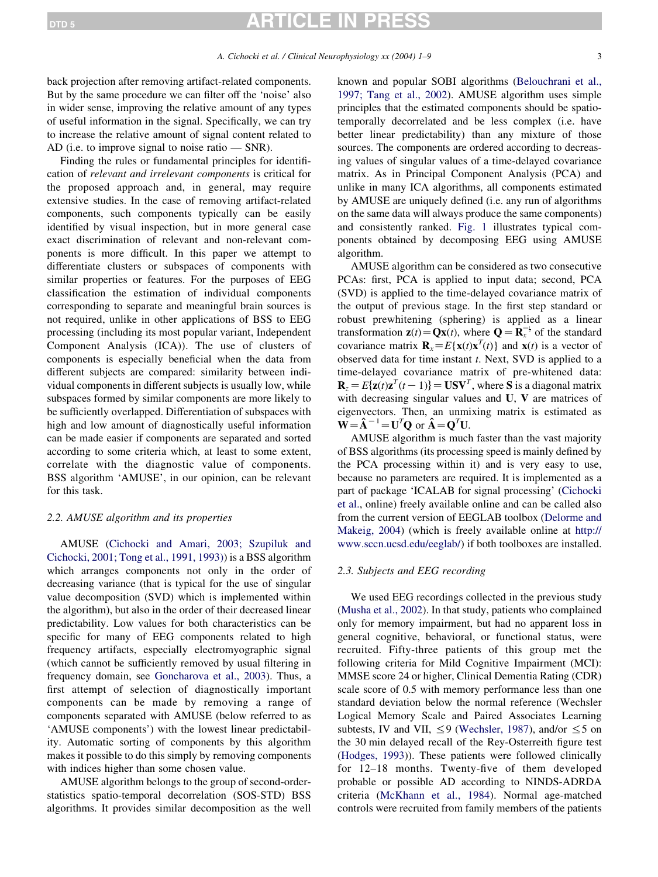back projection after removing artifact-related components. But by the same procedure we can filter off the 'noise' also in wider sense, improving the relative amount of any types of useful information in the signal. Specifically, we can try to increase the relative amount of signal content related to AD (i.e. to improve signal to noise ratio — SNR).

Finding the rules or fundamental principles for identification of *relevant and irrelevant components* is critical for the proposed approach and, in general, may require extensive studies. In the case of removing artifact-related components, such components typically can be easily identified by visual inspection, but in more general case exact discrimination of relevant and non-relevant components is more difficult. In this paper we attempt to differentiate clusters or subspaces of components with similar properties or features. For the purposes of EEG classification the estimation of individual components corresponding to separate and meaningful brain sources is not required, unlike in other applications of BSS to EEG processing (including its most popular variant, Independent Component Analysis (ICA)). The use of clusters of components is especially beneficial when the data from different subjects are compared: similarity between individual components in different subjects is usually low, while subspaces formed by similar components are more likely to be sufficiently overlapped. Differentiation of subspaces with high and low amount of diagnostically useful information can be made easier if components are separated and sorted according to some criteria which, at least to some extent, correlate with the diagnostic value of components. BSS algorithm 'AMUSE', in our opinion, can be relevant for this task.

### 2.2. AMUSE algorithm and its properties

AMUSE (Cichocki and Amari, 2003; Szupiluk and Cichocki, 2001; Tong et al., 1991, 1993)) is a BSS algorithm which arranges components not only in the order of decreasing variance (that is typical for the use of singular value decomposition (SVD) which is implemented within the algorithm), but also in the order of their decreased linear predictability. Low values for both characteristics can be specific for many of EEG components related to high frequency artifacts, especially electromyographic signal (which cannot be sufficiently removed by usual filtering in frequency domain, see Goncharova et al., 2003). Thus, a first attempt of selection of diagnostically important components can be made by removing a range of components separated with AMUSE (below referred to as 'AMUSE components') with the lowest linear predictability. Automatic sorting of components by this algorithm makes it possible to do this simply by removing components with indices higher than some chosen value.

AMUSE algorithm belongs to the group of second-order-statistics spatio-temporal decorrelation (SOS-STD) BSS algorithms. It provides similar decomposition as the well known and popular SOBI algorithms (Belouchrani et al., 1997; Tang et al., 2002). AMUSE algorithm uses simple principles that the estimated components should be spatio-temporally decorrelated and be less complex (i.e. have better linear predictability) than any mixture of those sources. The components are ordered according to decreasing values of singular values of a time-delayed covariance matrix. As in Principal Component Analysis (PCA) and unlike in many ICA algorithms, all components estimated by AMUSE are uniquely defined (i.e. any run of algorithms on the same data will always produce the same components) and consistently ranked. Fig. 1 illustrates typical components obtained by decomposing EEG using AMUSE algorithm.

AMUSE algorithm can be considered as two consecutive PCAs: first, PCA is applied to input data; second, PCA (SVD) is applied to the time-delayed covariance matrix of the output of previous stage. In the first step standard or robust prewhitening (sphering) is applied as a linear transformation $\mathbf{z}(t)=\mathbf{Q}\mathbf{x}(t)$, where $\mathbf{Q}=\mathbf{R}_x^{-\frac{1}{2}}$ of the standard covariance matrix $\mathbf{R}_x=E\{\mathbf{x}(t)\mathbf{x}^T(t)\}$ and $\mathbf{x}(t)$ is a vector of observed data for time instant $t$. Next, SVD is applied to a time-delayed covariance matrix of pre-whitened data: $\mathbf{R}_z=E\{\mathbf{z}(t)\mathbf{z}^T(t-1)\}=\mathbf{U}\mathbf{S}\mathbf{V}^T$, where $\mathbf{S}$ is a diagonal matrix with decreasing singular values and $\mathbf{U}$, $\mathbf{V}$ are matrices of eigenvectors. Then, an unmixing matrix is estimated as $\mathbf{W}=\hat{\mathbf{A}}^{-1}=\mathbf{U}^T\mathbf{Q}$ or $\hat{\mathbf{A}}=\mathbf{Q}^T\mathbf{U}$.

AMUSE algorithm is much faster than the vast majority of BSS algorithms (its processing speed is mainly defined by the PCA processing within it) and is very easy to use, because no parameters are required. It is implemented as a part of package 'ICALAB for signal processing' (Cichocki et al., online) freely available online and can be called also from the current version of EEGLAB toolbox (Delorme and Makeig, 2004) (which is freely available online at http://www.sccn.ucsd.edu/eeglab/) if both toolboxes are installed.

### 2.3. Subjects and EEG recording

We used EEG recordings collected in the previous study (Musha et al., 2002). In that study, patients who complained only for memory impairment, but had no apparent loss in general cognitive, behavioral, or functional status, were recruited. Fifty-three patients of this group met the following criteria for Mild Cognitive Impairment (MCI): MMSE score 24 or higher, Clinical Dementia Rating (CDR) scale score of 0.5 with memory performance less than one standard deviation below the normal reference (Wechsler Logical Memory Scale and Paired Associates Learning subtests, IV and VII, $\leq 9$ (Wechsler, 1987), and/or $\leq 5$ on the 30 min delayed recall of the Rey-Osterreith figure test (Hodges, 1993)). These patients were followed clinically for 12–18 months. Twenty-five of them developed probable or possible AD according to NINDS-ADRDA criteria (McKhann et al., 1984). Normal age-matched controls were recruited from family members of the patients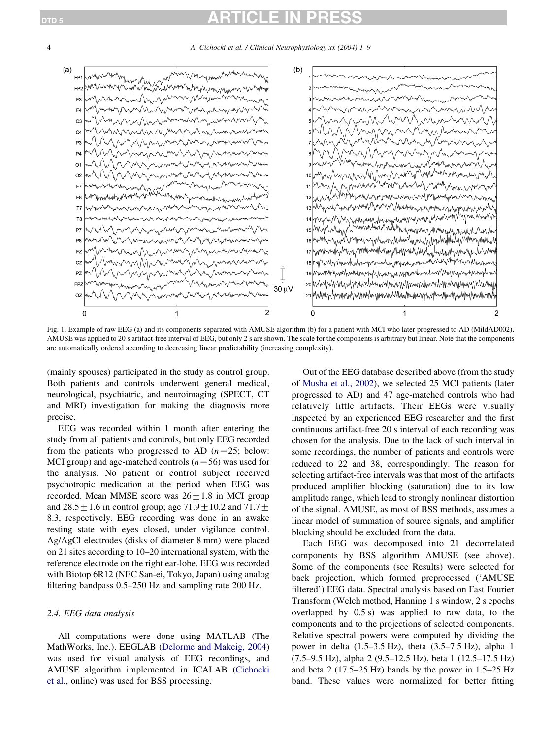Fig. 1. Example of raw EEG (a) and its components separated with AMUSE algorithm (b) for a patient with MCI who later progressed to AD (MildAD002). AMUSE was applied to 20 s artifact-free interval of EEG, but only 2 s are shown. The scale for the components is arbitrary but linear. Note that the components are automatically ordered according to decreasing linear predictability (increasing complexity).

(mainly spouses) participated in the study as control group. Both patients and controls underwent general medical, neurological, psychiatric, and neuroimaging (SPECT, CT and MRI) investigation for making the diagnosis more precise.

EEG was recorded within 1 month after entering the study from all patients and controls, but only EEG recorded from the patients who progressed to AD ($n=25$; below: MCI group) and age-matched controls ($n=56$) was used for the analysis. No patient or control subject received psychotropic medication at the period when EEG was recorded. Mean MMSE score was $26 \pm 1.8$ in MCI group and $28.5 \pm 1.6$ in control group; age $71.9 \pm 10.2$ and $71.7 \pm 8.3$, respectively. EEG recording was done in an awake resting state with eyes closed, under vigilance control. Ag/AgCl electrodes (disks of diameter 8 mm) were placed on 21 sites according to 10–20 international system, with the reference electrode on the right ear-lobe. EEG was recorded with Biotop 6R12 (NEC San-ei, Tokyo, Japan) using analog filtering bandpass 0.5–250 Hz and sampling rate 200 Hz.

### 2.4. EEG data analysis

All computations were done using MATLAB (The MathWorks, Inc.). EEGLAB (Delorme and Makeig, 2004) was used for visual analysis of EEG recordings, and AMUSE algorithm implemented in ICALAB (Cichocki et al., online) was used for BSS processing.

Out of the EEG database described above (from the study of Musha et al., 2002), we selected 25 MCI patients (later progressed to AD) and 47 age-matched controls who had relatively little artifacts. Their EEGs were visually inspected by an experienced EEG researcher and the first continuous artifact-free 20 s interval of each recording was chosen for the analysis. Due to the lack of such interval in some recordings, the number of patients and controls were reduced to 22 and 38, correspondingly. The reason for selecting artifact-free intervals was that most of the artifacts produced amplifier blocking (saturation) due to its low amplitude range, which lead to strongly nonlinear distortion of the signal. AMUSE, as most of BSS methods, assumes a linear model of summation of source signals, and amplifier blocking should be excluded from the data.

Each EEG was decomposed into 21 decorrelated components by BSS algorithm AMUSE (see above). Some of the components (see Results) were selected for back projection, which formed preprocessed ('AMUSE filtered') EEG data. Spectral analysis based on Fast Fourier Transform (Welch method, Hanning 1 s window, 2 s epochs overlapped by 0.5 s) was applied to raw data, to the components and to the projections of selected components. Relative spectral powers were computed by dividing the power in delta (1.5–3.5 Hz), theta (3.5–7.5 Hz), alpha 1 (7.5–9.5 Hz), alpha 2 (9.5–12.5 Hz), beta 1 (12.5–17.5 Hz) and beta 2 (17.5–25 Hz) bands by the power in 1.5–25 Hz band. These values were normalized for better fitting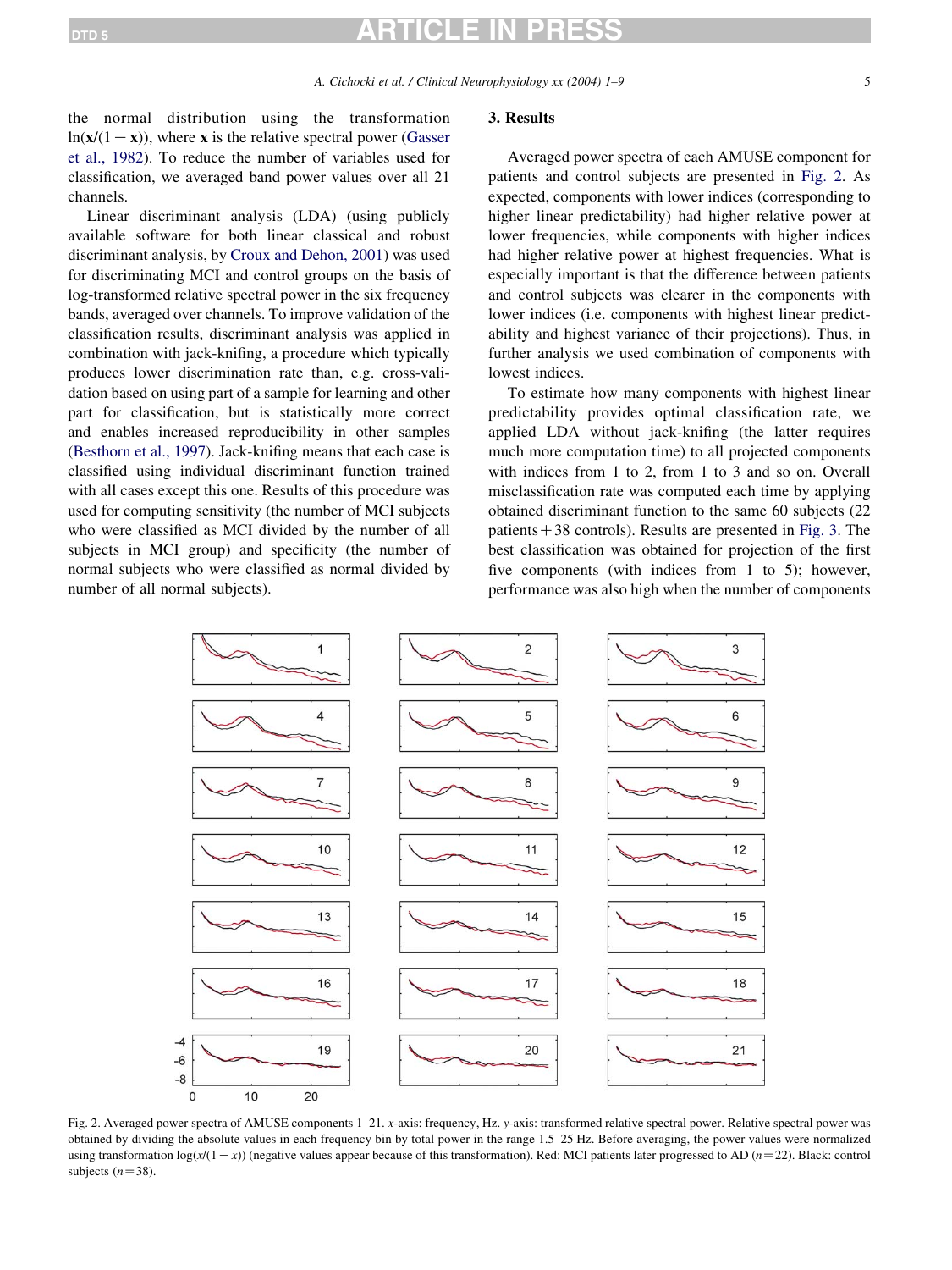the normal distribution using the transformation $\ln(\mathbf{x}/(1-\mathbf{x}))$, where $\mathbf{x}$ is the relative spectral power (Gasser et al., 1982). To reduce the number of variables used for classification, we averaged band power values over all 21 channels.

Linear discriminant analysis (LDA) (using publicly available software for both linear classical and robust discriminant analysis, by Croux and Dehon, 2001) was used for discriminating MCI and control groups on the basis of log-transformed relative spectral power in the six frequency bands, averaged over channels. To improve validation of the classification results, discriminant analysis was applied in combination with jack-knifing, a procedure which typically produces lower discrimination rate than, e.g. cross-validation based on using part of a sample for learning and other part for classification, but is statistically more correct and enables increased reproducibility in other samples (Besthorn et al., 1997). Jack-knifing means that each case is classified using individual discriminant function trained with all cases except this one. Results of this procedure was used for computing sensitivity (the number of MCI subjects who were classified as MCI divided by the number of all subjects in MCI group) and specificity (the number of normal subjects who were classified as normal divided by number of all normal subjects).

## 3. Results

Averaged power spectra of each AMUSE component for patients and control subjects are presented in Fig. 2. As expected, components with lower indices (corresponding to higher linear predictability) had higher relative power at lower frequencies, while components with higher indices had higher relative power at highest frequencies. What is especially important is that the difference between patients and control subjects was clearer in the components with lower indices (i.e. components with highest linear predictability and highest variance of their projections). Thus, in further analysis we used combination of components with lowest indices.

To estimate how many components with highest linear predictability provides optimal classification rate, we applied LDA without jack-knifing (the latter requires much more computation time) to all projected components with indices from 1 to 2, from 1 to 3 and so on. Overall misclassification rate was computed each time by applying obtained discriminant function to the same 60 subjects (22 patients + 38 controls). Results are presented in Fig. 3. The best classification was obtained for projection of the first five components (with indices from 1 to 5); however, performance was also high when the number of components

Fig. 2. Averaged power spectra of AMUSE components 1–21. *x*-axis: frequency, Hz. *y*-axis: transformed relative spectral power. Relative spectral power was obtained by dividing the absolute values in each frequency bin by total power in the range 1.5–25 Hz. Before averaging, the power values were normalized using transformation $\log(x/(1-x))$ (negative values appear because of this transformation). Red: MCI patients later progressed to AD ($n=22$). Black: control subjects ($n=38$).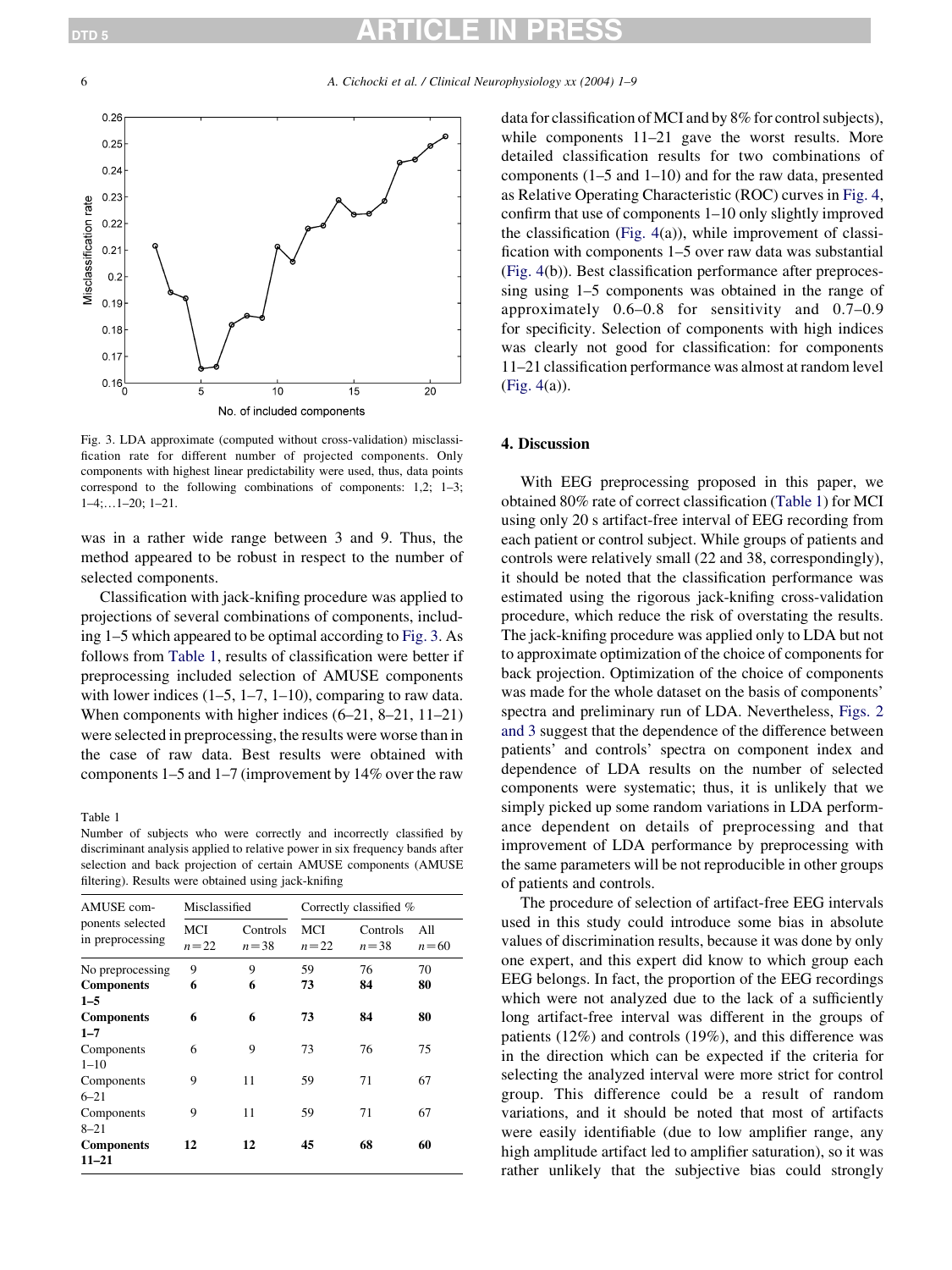Fig. 3. LDA approximate (computed without cross-validation) misclassification rate for different number of projected components. Only components with highest linear predictability were used, thus, data points correspond to the following combinations of components: 1,2; 1–3; 1–4;…1–20; 1–21.

was in a rather wide range between 3 and 9. Thus, the method appeared to be robust in respect to the number of selected components.

Classification with jack-knifing procedure was applied to projections of several combinations of components, including 1–5 which appeared to be optimal according to Fig. 3. As follows from Table 1, results of classification were better if preprocessing included selection of AMUSE components with lower indices (1–5, 1–7, 1–10), comparing to raw data. When components with higher indices (6–21, 8–21, 11–21) were selected in preprocessing, the results were worse than in the case of raw data. Best results were obtained with components 1–5 and 1–7 (improvement by 14% over the raw data for classification of MCI and by 8% for control subjects), while components 11–21 gave the worst results. More detailed classification results for two combinations of components (1–5 and 1–10) and for the raw data, presented as Relative Operating Characteristic (ROC) curves in Fig. 4, confirm that use of components 1–10 only slightly improved the classification (Fig. 4(a)), while improvement of classification with components 1–5 over raw data was substantial (Fig. 4(b)). Best classification performance after preprocessing using 1–5 components was obtained in the range of approximately 0.6–0.8 for sensitivity and 0.7–0.9 for specificity. Selection of components with high indices was clearly not good for classification: for components 11–21 classification performance was almost at random level (Fig. 4(a)).

Table 1

Number of subjects who were correctly and incorrectly classified by discriminant analysis applied to relative power in six frequency bands after selection and back projection of certain AMUSE components (AMUSE filtering). Results were obtained using jack-knifing

| AMUSE components selected in preprocessing | Misclassified | | Correctly classified % | | |
|---|---|---|---|---|---|
| | MCI $n=22$ | Controls $n=38$ | MCI $n=22$ | Controls $n=38$ | All $n=60$ |
| No preprocessing | 9 | 9 | 59 | 76 | 70 |
| **Components 1–5** | **6** | **6** | **73** | **84** | **80** |
| **Components 1–7** | **6** | **6** | **73** | **84** | **80** |
| Components 1–10 | 6 | 9 | 73 | 76 | 75 |
| Components 6–21 | 9 | 11 | 59 | 71 | 67 |
| Components 8–21 | 9 | 11 | 59 | 71 | 67 |
| **Components 11–21** | **12** | **12** | **45** | **68** | **60** |

## 4. Discussion

With EEG preprocessing proposed in this paper, we obtained 80% rate of correct classification (Table 1) for MCI using only 20 s artifact-free interval of EEG recording from each patient or control subject. While groups of patients and controls were relatively small (22 and 38, correspondingly), it should be noted that the classification performance was estimated using the rigorous jack-knifing cross-validation procedure, which reduce the risk of overstating the results. The jack-knifing procedure was applied only to LDA but not to approximate optimization of the choice of components for back projection. Optimization of the choice of components was made for the whole dataset on the basis of components' spectra and preliminary run of LDA. Nevertheless, Figs. 2 and 3 suggest that the dependence of the difference between patients' and controls' spectra on component index and dependence of LDA results on the number of selected components were systematic; thus, it is unlikely that we simply picked up some random variations in LDA performance dependent on details of preprocessing and that improvement of LDA performance by preprocessing with the same parameters will be not reproducible in other groups of patients and controls.

The procedure of selection of artifact-free EEG intervals used in this study could introduce some bias in absolute values of discrimination results, because it was done by only one expert, and this expert did know to which group each EEG belongs. In fact, the proportion of the EEG recordings which were not analyzed due to the lack of a sufficiently long artifact-free interval was different in the groups of patients (12%) and controls (19%), and this difference was in the direction which can be expected if the criteria for selecting the analyzed interval were more strict for control group. This difference could be a result of random variations, and it should be noted that most of artifacts were easily identifiable (due to low amplifier range, any high amplitude artifact led to amplifier saturation), so it was rather unlikely that the subjective bias could strongly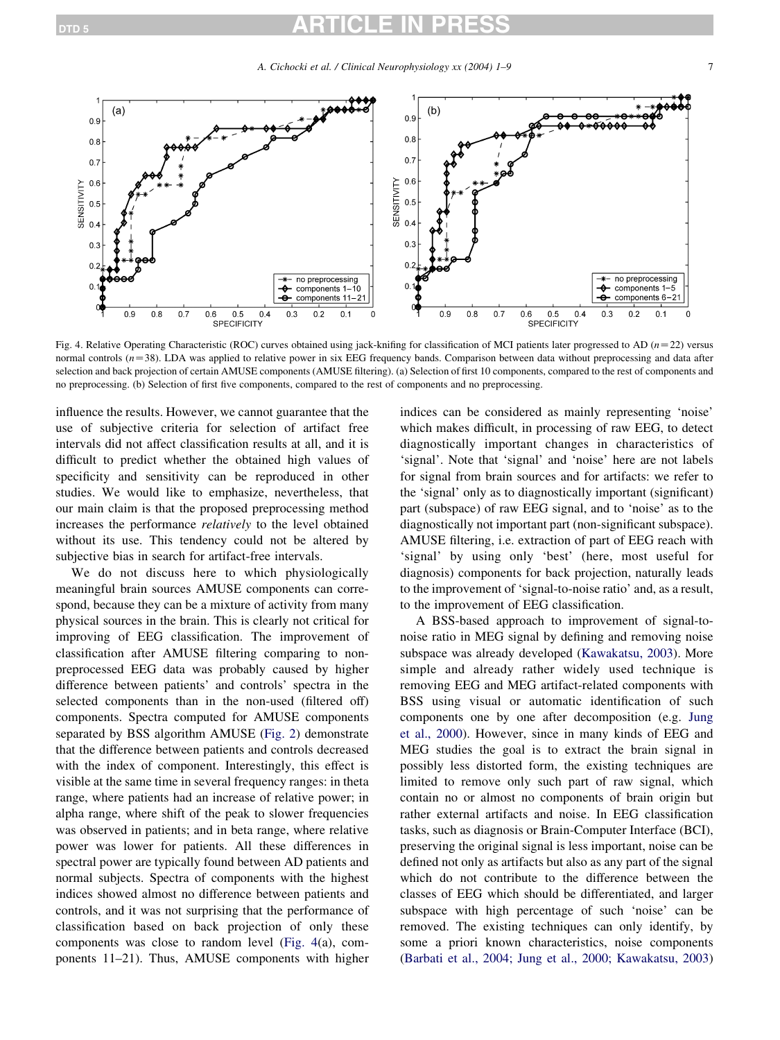(a)

SENSITIVITY

SPECIFICITY

1 0.9 0.8 0.7 0.6 0.5 0.4 0.3 0.2 0.1 0

no preprocessing

components 1–10

components 11–21

(b)

SENSITIVITY

SPECIFICITY

no preprocessing

components 1–5

components 6–21

Fig. 4. Relative Operating Characteristic (ROC) curves obtained using jack-knifing for classification of MCI patients later progressed to AD ($n = 22$) versus normal controls ($n = 38$). LDA was applied to relative power in six EEG frequency bands. Comparison between data without preprocessing and data after selection and back projection of certain AMUSE components (AMUSE filtering). (a) Selection of first 10 components, compared to the rest of components and no preprocessing. (b) Selection of first five components, compared to the rest of components and no preprocessing.

influence the results. However, we cannot guarantee that the use of subjective criteria for selection of artifact free intervals did not affect classification results at all, and it is difficult to predict whether the obtained high values of specificity and sensitivity can be reproduced in other studies. We would like to emphasize, nevertheless, that our main claim is that the proposed preprocessing method increases the performance *relatively* to the level obtained without its use. This tendency could not be altered by subjective bias in search for artifact-free intervals.

We do not discuss here to which physiologically meaningful brain sources AMUSE components can correspond, because they can be a mixture of activity from many physical sources in the brain. This is clearly not critical for improving of EEG classification. The improvement of classification after AMUSE filtering comparing to non-preprocessed EEG data was probably caused by higher difference between patients' and controls' spectra in the selected components than in the non-used (filtered off) components. Spectra computed for AMUSE components separated by BSS algorithm AMUSE (Fig. 2) demonstrate that the difference between patients and controls decreased with the index of component. Interestingly, this effect is visible at the same time in several frequency ranges: in theta range, where patients had an increase of relative power; in alpha range, where shift of the peak to slower frequencies was observed in patients; and in beta range, where relative power was lower for patients. All these differences in spectral power are typically found between AD patients and normal subjects. Spectra of components with the highest indices showed almost no difference between patients and controls, and it was not surprising that the performance of classification based on back projection of only these components was close to random level (Fig. 4(a), components 11–21). Thus, AMUSE components with higher indices can be considered as mainly representing 'noise' which makes difficult, in processing of raw EEG, to detect diagnostically important changes in characteristics of 'signal'. Note that 'signal' and 'noise' here are not labels for signal from brain sources and for artifacts: we refer to the 'signal' only as to diagnostically important (significant) part (subspace) of raw EEG signal, and to 'noise' as to the diagnostically not important part (non-significant subspace). AMUSE filtering, i.e. extraction of part of EEG reach with 'signal' by using only 'best' (here, most useful for diagnosis) components for back projection, naturally leads to the improvement of 'signal-to-noise ratio' and, as a result, to the improvement of EEG classification.

A BSS-based approach to improvement of signal-to-noise ratio in MEG signal by defining and removing noise subspace was already developed (Kawakatsu, 2003). More simple and already rather widely used technique is removing EEG and MEG artifact-related components with BSS using visual or automatic identification of such components one by one after decomposition (e.g. Jung et al., 2000). However, since in many kinds of EEG and MEG studies the goal is to extract the brain signal in possibly less distorted form, the existing techniques are limited to remove only such part of raw signal, which contain no or almost no components of brain origin but rather external artifacts and noise. In EEG classification tasks, such as diagnosis or Brain-Computer Interface (BCI), preserving the original signal is less important, noise can be defined not only as artifacts but also as any part of the signal which do not contribute to the difference between the classes of EEG which should be differentiated, and larger subspace with high percentage of such 'noise' can be removed. The existing techniques can only identify, by some a priori known characteristics, noise components (Barbati et al., 2004; Jung et al., 2000; Kawakatsu, 2003)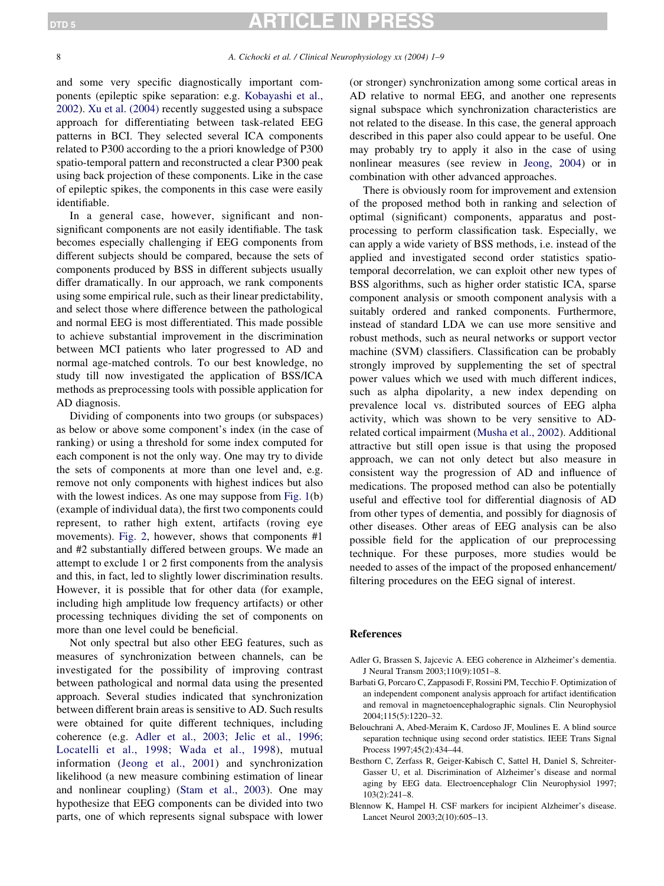and some very specific diagnostically important components (epileptic spike separation: e.g. Kobayashi et al., 2002). Xu et al. (2004) recently suggested using a subspace approach for differentiating between task-related EEG patterns in BCI. They selected several ICA components related to P300 according to the a priori knowledge of P300 spatio-temporal pattern and reconstructed a clear P300 peak using back projection of these components. Like in the case of epileptic spikes, the components in this case were easily identifiable.

In a general case, however, significant and non-significant components are not easily identifiable. The task becomes especially challenging if EEG components from different subjects should be compared, because the sets of components produced by BSS in different subjects usually differ dramatically. In our approach, we rank components using some empirical rule, such as their linear predictability, and select those where difference between the pathological and normal EEG is most differentiated. This made possible to achieve substantial improvement in the discrimination between MCI patients who later progressed to AD and normal age-matched controls. To our best knowledge, no study till now investigated the application of BSS/ICA methods as preprocessing tools with possible application for AD diagnosis.

Dividing of components into two groups (or subspaces) as below or above some component's index (in the case of ranking) or using a threshold for some index computed for each component is not the only way. One may try to divide the sets of components at more than one level and, e.g. remove not only components with highest indices but also with the lowest indices. As one may suppose from Fig. 1(b) (example of individual data), the first two components could represent, to rather high extent, artifacts (roving eye movements). Fig. 2, however, shows that components #1 and #2 substantially differed between groups. We made an attempt to exclude 1 or 2 first components from the analysis and this, in fact, led to slightly lower discrimination results. However, it is possible that for other data (for example, including high amplitude low frequency artifacts) or other processing techniques dividing the set of components on more than one level could be beneficial.

Not only spectral but also other EEG features, such as measures of synchronization between channels, can be investigated for the possibility of improving contrast between pathological and normal data using the presented approach. Several studies indicated that synchronization between different brain areas is sensitive to AD. Such results were obtained for quite different techniques, including coherence (e.g. Adler et al., 2003; Jelic et al., 1996; Locatelli et al., 1998; Wada et al., 1998), mutual information (Jeong et al., 2001) and synchronization likelihood (a new measure combining estimation of linear and nonlinear coupling) (Stam et al., 2003). One may hypothesize that EEG components can be divided into two parts, one of which represents signal subspace with lower (or stronger) synchronization among some cortical areas in AD relative to normal EEG, and another one represents signal subspace which synchronization characteristics are not related to the disease. In this case, the general approach described in this paper also could appear to be useful. One may probably try to apply it also in the case of using nonlinear measures (see review in Jeong, 2004) or in combination with other advanced approaches.

There is obviously room for improvement and extension of the proposed method both in ranking and selection of optimal (significant) components, apparatus and post-processing to perform classification task. Especially, we can apply a wide variety of BSS methods, i.e. instead of the applied and investigated second order statistics spatio-temporal decorrelation, we can exploit other new types of BSS algorithms, such as higher order statistic ICA, sparse component analysis or smooth component analysis with a suitably ordered and ranked components. Furthermore, instead of standard LDA we can use more sensitive and robust methods, such as neural networks or support vector machine (SVM) classifiers. Classification can be probably strongly improved by supplementing the set of spectral power values which we used with much different indices, such as alpha dipolarity, a new index depending on prevalence local vs. distributed sources of EEG alpha activity, which was shown to be very sensitive to AD-related cortical impairment (Musha et al., 2002). Additional attractive but still open issue is that using the proposed approach, we can not only detect but also measure in consistent way the progression of AD and influence of medications. The proposed method can also be potentially useful and effective tool for differential diagnosis of AD from other types of dementia, and possibly for diagnosis of other diseases. Other areas of EEG analysis can be also possible field for the application of our preprocessing technique. For these purposes, more studies would be needed to asses of the impact of the proposed enhancement/filtering procedures on the EEG signal of interest.

## References

Adler G, Brassen S, Jajcevic A. EEG coherence in Alzheimer's dementia. J Neural Transm 2003;110(9):1051–8.

Barbati G, Porcaro C, Zappasodi F, Rossini PM, Tecchio F. Optimization of an independent component analysis approach for artifact identification and removal in magnetoencephalographic signals. Clin Neurophysiol 2004;115(5):1220–32.

Belouchrani A, Abed-Meraim K, Cardoso JF, Moulines E. A blind source separation technique using second order statistics. IEEE Trans Signal Process 1997;45(2):434–44.

Besthorn C, Zerfass R, Geiger-Kabisch C, Sattel H, Daniel S, Schreiter-Gasser U, et al. Discrimination of Alzheimer's disease and normal aging by EEG data. Electroencephalogr Clin Neurophysiol 1997;103(2):241–8.

Blennow K, Hampel H. CSF markers for incipient Alzheimer's disease. Lancet Neurol 2003;2(10):605–13.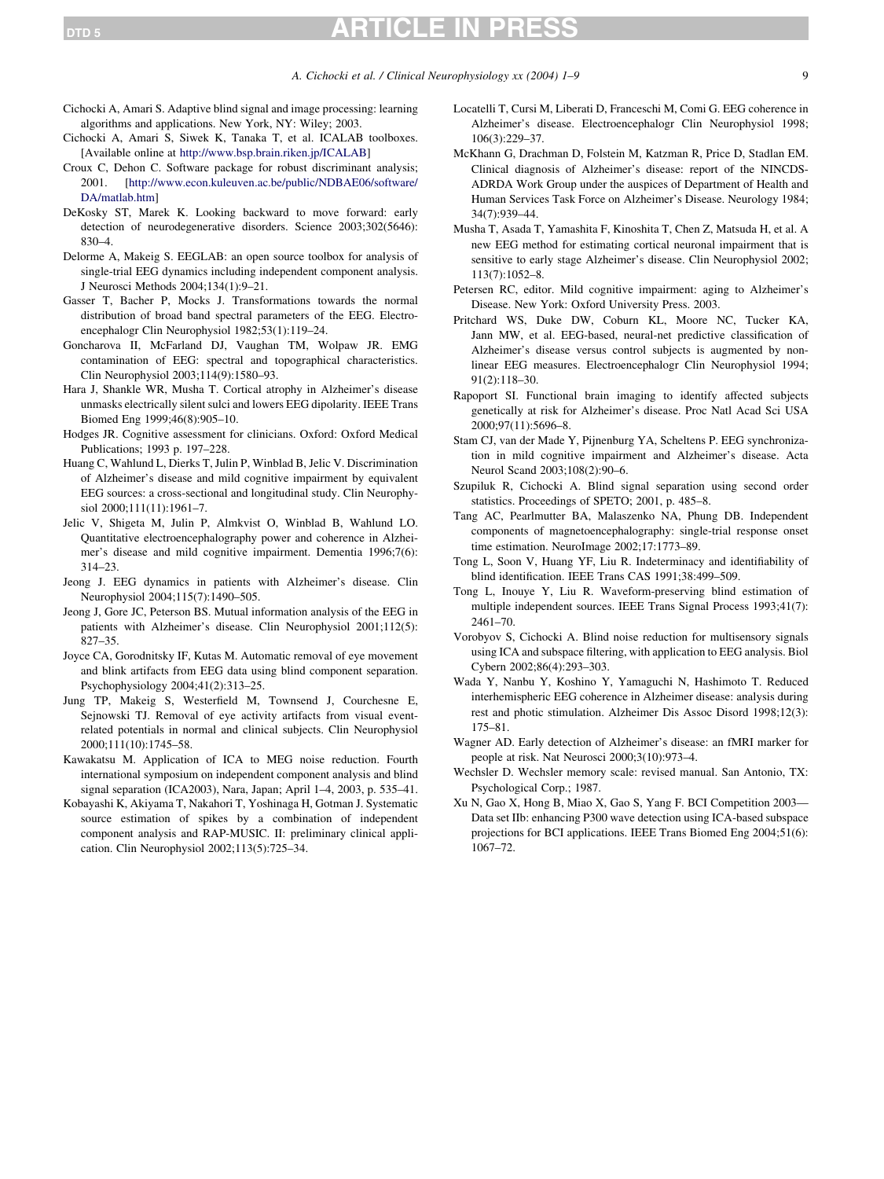Cichocki A, Amari S. Adaptive blind signal and image processing: learning algorithms and applications. New York, NY: Wiley; 2003.

Cichocki A, Amari S, Siwek K, Tanaka T, et al. ICALAB toolboxes. [Available online at http://www.bsp.brain.riken.jp/ICALAB]

Croux C, Dehon C. Software package for robust discriminant analysis; 2001. [http://www.econ.kuleuven.ac.be/public/NDBAE06/software/DA/matlab.htm]

DeKosky ST, Marek K. Looking backward to move forward: early detection of neurodegenerative disorders. Science 2003;302(5646):830–4.

Delorme A, Makeig S. EEGLAB: an open source toolbox for analysis of single-trial EEG dynamics including independent component analysis. J Neurosci Methods 2004;134(1):9–21.

Gasser T, Bacher P, Mocks J. Transformations towards the normal distribution of broad band spectral parameters of the EEG. Electroencephalogr Clin Neurophysiol 1982;53(1):119–24.

Goncharova II, McFarland DJ, Vaughan TM, Wolpaw JR. EMG contamination of EEG: spectral and topographical characteristics. Clin Neurophysiol 2003;114(9):1580–93.

Hara J, Shankle WR, Musha T. Cortical atrophy in Alzheimer's disease unmasks electrically silent sulci and lowers EEG dipolarity. IEEE Trans Biomed Eng 1999;46(8):905–10.

Hodges JR. Cognitive assessment for clinicians. Oxford: Oxford Medical Publications; 1993 p. 197–228.

Huang C, Wahlund L, Dierks T, Julin P, Winblad B, Jelic V. Discrimination of Alzheimer's disease and mild cognitive impairment by equivalent EEG sources: a cross-sectional and longitudinal study. Clin Neurophysiol 2000;111(11):1961–7.

Jelic V, Shigeta M, Julin P, Almkvist O, Winblad B, Wahlund LO. Quantitative electroencephalography power and coherence in Alzheimer's disease and mild cognitive impairment. Dementia 1996;7(6):314–23.

Jeong J. EEG dynamics in patients with Alzheimer's disease. Clin Neurophysiol 2004;115(7):1490–505.

Jeong J, Gore JC, Peterson BS. Mutual information analysis of the EEG in patients with Alzheimer's disease. Clin Neurophysiol 2001;112(5):827–35.

Joyce CA, Gorodnitsky IF, Kutas M. Automatic removal of eye movement and blink artifacts from EEG data using blind component separation. Psychophysiology 2004;41(2):313–25.

Jung TP, Makeig S, Westerfield M, Townsend J, Courchesne E, Sejnowski TJ. Removal of eye activity artifacts from visual event-related potentials in normal and clinical subjects. Clin Neurophysiol 2000;111(10):1745–58.

Kawakatsu M. Application of ICA to MEG noise reduction. Fourth international symposium on independent component analysis and blind signal separation (ICA2003), Nara, Japan; April 1–4, 2003, p. 535–41.

Kobayashi K, Akiyama T, Nakahori T, Yoshinaga H, Gotman J. Systematic source estimation of spikes by a combination of independent component analysis and RAP-MUSIC. II: preliminary clinical application. Clin Neurophysiol 2002;113(5):725–34.

Locatelli T, Cursi M, Liberati D, Franceschi M, Comi G. EEG coherence in Alzheimer's disease. Electroencephalogr Clin Neurophysiol 1998;106(3):229–37.

McKhann G, Drachman D, Folstein M, Katzman R, Price D, Stadlan EM. Clinical diagnosis of Alzheimer's disease: report of the NINCDS-ADRDA Work Group under the auspices of Department of Health and Human Services Task Force on Alzheimer's Disease. Neurology 1984;34(7):939–44.

Musha T, Asada T, Yamashita F, Kinoshita T, Chen Z, Matsuda H, et al. A new EEG method for estimating cortical neuronal impairment that is sensitive to early stage Alzheimer's disease. Clin Neurophysiol 2002;113(7):1052–8.

Petersen RC, editor. Mild cognitive impairment: aging to Alzheimer's Disease. New York: Oxford University Press. 2003.

Pritchard WS, Duke DW, Coburn KL, Moore NC, Tucker KA, Jann MW, et al. EEG-based, neural-net predictive classification of Alzheimer's disease versus control subjects is augmented by non-linear EEG measures. Electroencephalogr Clin Neurophysiol 1994;91(2):118–30.

Rapoport SI. Functional brain imaging to identify affected subjects genetically at risk for Alzheimer's disease. Proc Natl Acad Sci USA 2000;97(11):5696–8.

Stam CJ, van der Made Y, Pijnenburg YA, Scheltens P. EEG synchronization in mild cognitive impairment and Alzheimer's disease. Acta Neurol Scand 2003;108(2):90–6.

Szupiluk R, Cichocki A. Blind signal separation using second order statistics. Proceedings of SPETO; 2001, p. 485–8.

Tang AC, Pearlmutter BA, Malaszenko NA, Phung DB. Independent components of magnetoencephalography: single-trial response onset time estimation. NeuroImage 2002;17:1773–89.

Tong L, Soon V, Huang YF, Liu R. Indeterminacy and identifiability of blind identification. IEEE Trans CAS 1991;38:499–509.

Tong L, Inouye Y, Liu R. Waveform-preserving blind estimation of multiple independent sources. IEEE Trans Signal Process 1993;41(7):2461–70.

Vorobyov S, Cichocki A. Blind noise reduction for multisensory signals using ICA and subspace filtering, with application to EEG analysis. Biol Cybern 2002;86(4):293–303.

Wada Y, Nanbu Y, Koshino Y, Yamaguchi N, Hashimoto T. Reduced interhemispheric EEG coherence in Alzheimer disease: analysis during rest and photic stimulation. Alzheimer Dis Assoc Disord 1998;12(3):175–81.

Wagner AD. Early detection of Alzheimer's disease: an fMRI marker for people at risk. Nat Neurosci 2000;3(10):973–4.

Wechsler D. Wechsler memory scale: revised manual. San Antonio, TX: Psychological Corp.; 1987.

Xu N, Gao X, Hong B, Miao X, Gao S, Yang F. BCI Competition 2003—Data set IIb: enhancing P300 wave detection using ICA-based subspace projections for BCI applications. IEEE Trans Biomed Eng 2004;51(6):1067–72.